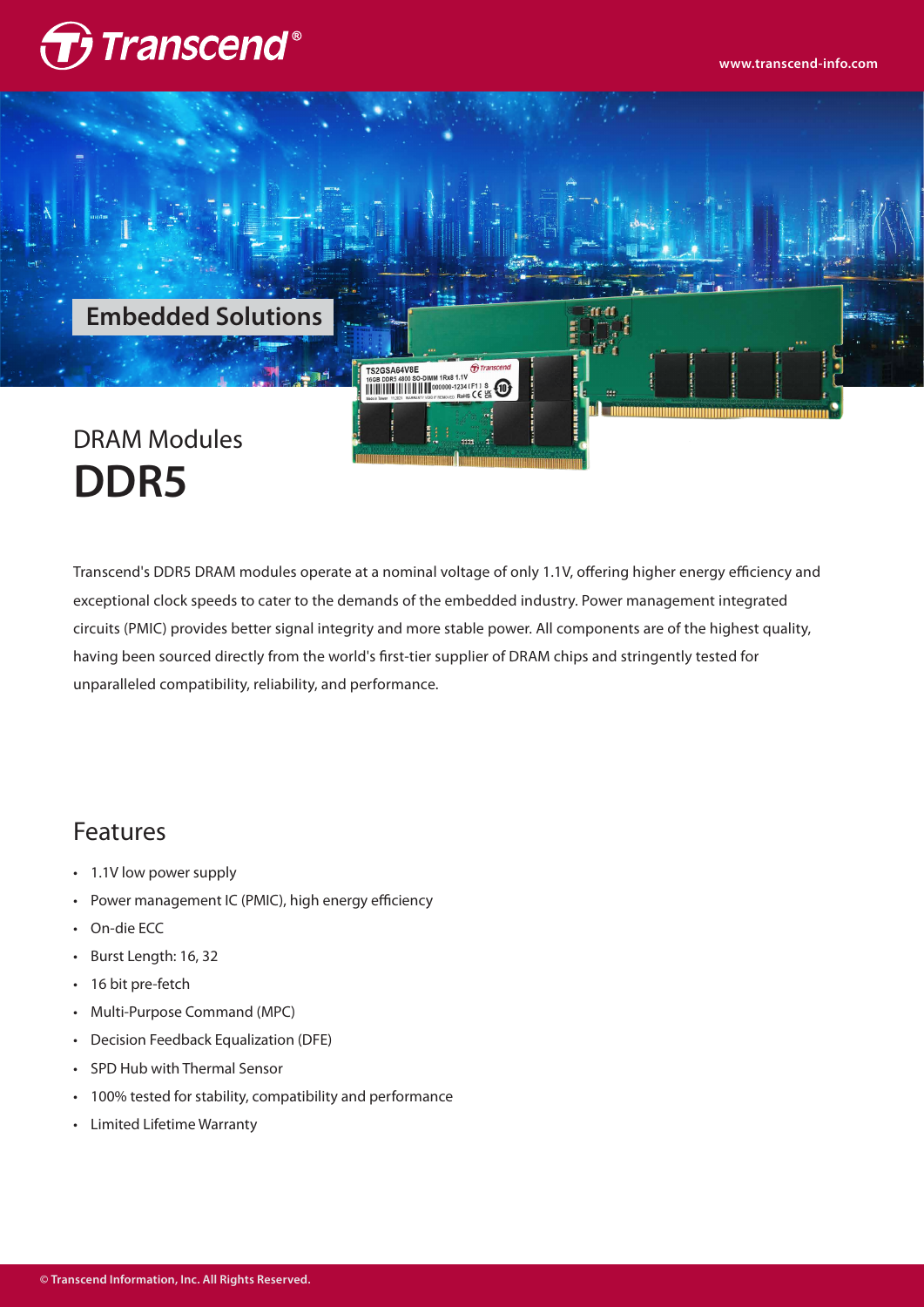# Embedded Solutions

## DRAM Modules

# DDR5

Transcend's DDR5 DRAM modules operate at a nominal voltage of only 1.1V, offering higher energy efficiency and exceptional clock speeds to cater to the demands of the embedded industry. Power management integrated circuits (PMIC) provides better signal integrity and more stable power. All components are of the highest quality, having been sourced directly from the world's first-tier supplier of DRAM chips and stringently tested for unparalleled compatibility, reliability, and performance.

## Features

- 1.1V low power supply
- Power management IC (PMIC), high energy efficiency
- On-die ECC
- Burst Length: 16, 32
- 16 bit pre-fetch
- Multi-Purpose Command (MPC)
- Decision Feedback Equalization (DFE)
- SPD Hub with Thermal Sensor
- 100% tested for stability, compatibility and performance
- Limited Lifetime Warranty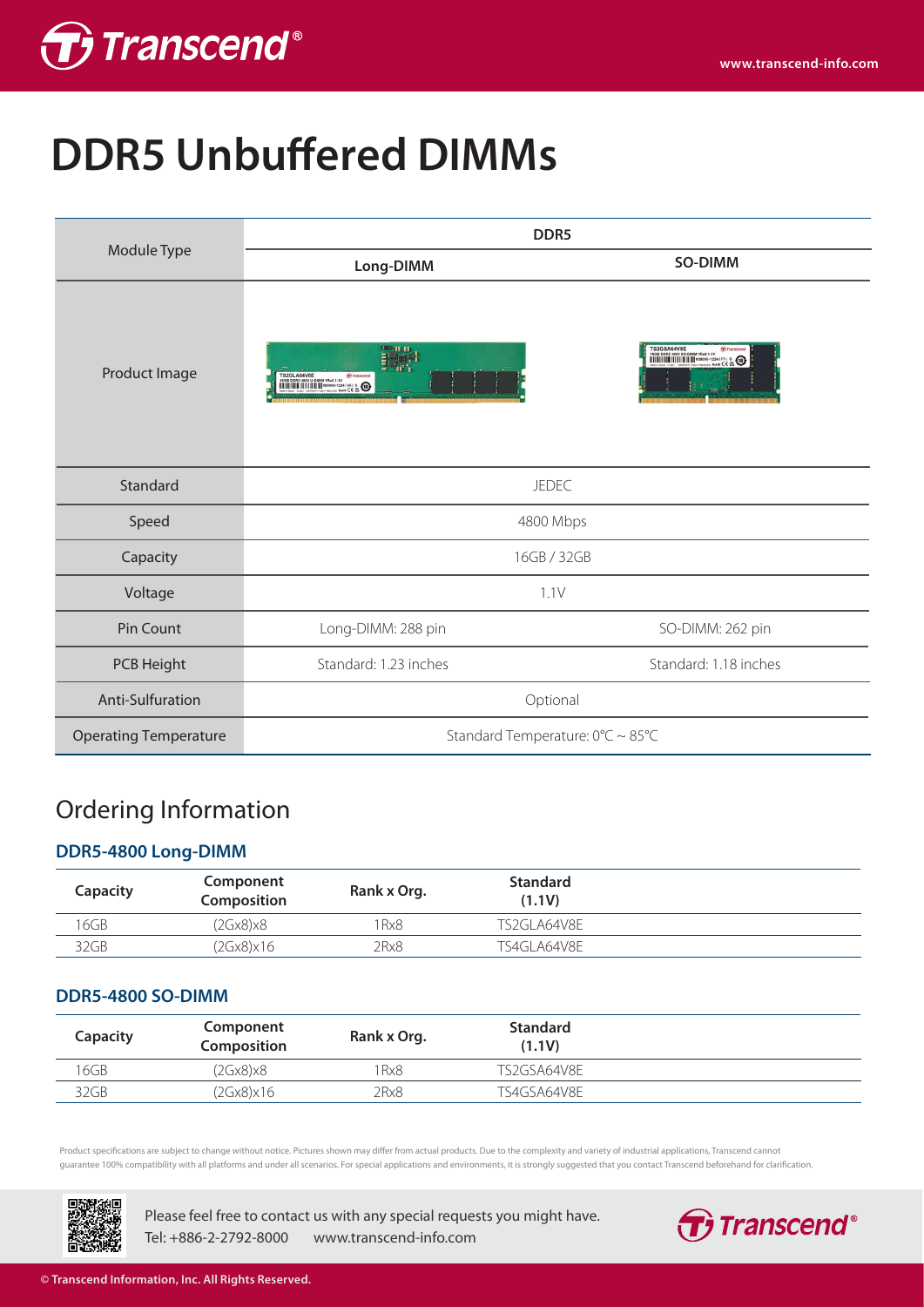# DDR5 Unbuffered DIMMs

| Module Type | DDR5 | |
|---|---|---|
| | Long-DIMM | SO-DIMM |
| Product Image | | |
| Standard | JEDEC | |
| Speed | 4800 Mbps | |
| Capacity | 16GB / 32GB | |
| Voltage | 1.1V | |
| Pin Count | Long-DIMM: 288 pin | SO-DIMM: 262 pin |
| PCB Height | Standard: 1.23 inches | Standard: 1.18 inches |
| Anti-Sulfuration | Optional | |
| Operating Temperature | Standard Temperature: 0°C ~ 85°C | |

## Ordering Information

### DDR5-4800 Long-DIMM

| Capacity | Component Composition | Rank x Org. | Standard (1.1V) |
|---|---|---|---|
| 16GB | (2Gx8)x8 | 1Rx8 | TS2GLA64V8E |
| 32GB | (2Gx8)x16 | 2Rx8 | TS4GLA64V8E |

### DDR5-4800 SO-DIMM

| Capacity | Component Composition | Rank x Org. | Standard (1.1V) |
|---|---|---|---|
| 16GB | (2Gx8)x8 | 1Rx8 | TS2GSA64V8E |
| 32GB | (2Gx8)x16 | 2Rx8 | TS4GSA64V8E |

Product specifications are subject to change without notice. Pictures shown may differ from actual products. Due to the complexity and variety of industrial applications, Transcend cannot guarantee 100% compatibility with all platforms and under all scenarios. For special applications and environments, it is strongly suggested that you contact Transcend beforehand for clarification.

Please feel free to contact us with any special requests you might have.
Tel: +886-2-2792-8000 www.transcend-info.com

© Transcend Information, Inc. All Rights Reserved.